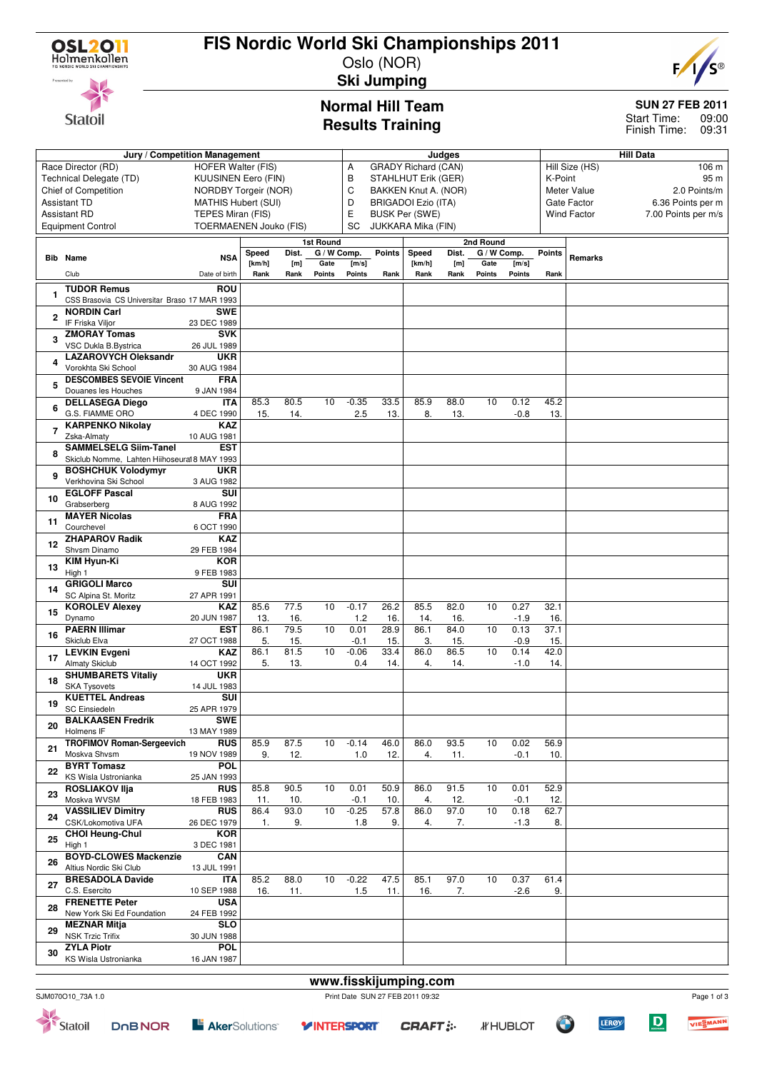# FIS Nordic World Ski Championships 2011

Oslo (NOR)

**Ski Jumping**

## Normal Hill Team
## Results Training

**SUN 27 FEB 2011**
Start Time: 09:00
Finish Time: 09:31

| Jury / Competition Management | | Judges | | Hill Data | |
|---|---|---|---|---|---|
| Race Director (RD) | HOFER Walter (FIS) | A | GRADY Richard (CAN) | Hill Size (HS) | 106 m |
| Technical Delegate (TD) | KUUSINEN Eero (FIN) | B | STAHLHUT Erik (GER) | K-Point | 95 m |
| Chief of Competition | NORDBY Torgeir (NOR) | C | BAKKEN Knut A. (NOR) | Meter Value | 2.0 Points/m |
| Assistant TD | MATHIS Hubert (SUI) | D | BRIGADOI Ezio (ITA) | Gate Factor | 6.36 Points per m |
| Assistant RD | TEPES Miran (FIS) | E | BUSK Per (SWE) | Wind Factor | 7.00 Points per m/s |
| Equipment Control | TOERMAENEN Jouko (FIS) | SC | JUKKARA Mika (FIN) | | |

| Bib | Name / Club | NSA / Date of birth | 1st Round Speed [km/h] / Rank | Dist. [m] / Rank | Gate / Gate Points | W Comp. [m/s] / Points | Points / Rank | 2nd Round Speed [km/h] / Rank | Dist. [m] / Rank | Gate / Gate Points | W Comp. [m/s] / Points | Points / Rank | Remarks |
|---|---|---|---|---|---|---|---|---|---|---|---|---|---|
| 1 | TUDOR Remus / CSS Brasovia CS Universitar Braso | ROU / 17 MAR 1993 | | | | | | | | | | | |
| 2 | NORDIN Carl / IF Friska Viljor | SWE / 23 DEC 1989 | | | | | | | | | | | |
| 3 | ZMORAY Tomas / VSC Dukla B.Bystrica | SVK / 26 JUL 1989 | | | | | | | | | | | |
| 4 | LAZAROVYCH Oleksandr / Vorokhta Ski School | UKR / 30 AUG 1984 | | | | | | | | | | | |
| 5 | DESCOMBES SEVOIE Vincent / Douanes les Houches | FRA / 9 JAN 1984 | | | | | | | | | | | |
| 6 | DELLASEGA Diego / G.S. FIAMME ORO | ITA / 4 DEC 1990 | 85.3 / 15. | 80.5 / 14. | 10 | -0.35 / 2.5 | 33.5 / 13. | 85.9 / 8. | 88.0 / 13. | 10 | 0.12 / -0.8 | 45.2 / 13. | |
| 7 | KARPENKO Nikolay / Zska-Almaty | KAZ / 10 AUG 1981 | | | | | | | | | | | |
| 8 | SAMMELSELG Siim-Tanel / Skiclub Nomme, Lahten Hiihoseura | EST / 18 MAY 1993 | | | | | | | | | | | |
| 9 | BOSHCHUK Volodymyr / Verkhovina Ski School | UKR / 3 AUG 1982 | | | | | | | | | | | |
| 10 | EGLOFF Pascal / Grabserberg | SUI / 8 AUG 1992 | | | | | | | | | | | |
| 11 | MAYER Nicolas / Courchevel | FRA / 6 OCT 1990 | | | | | | | | | | | |
| 12 | ZHAPAROV Radik / Shvsm Dinamo | KAZ / 29 FEB 1984 | | | | | | | | | | | |
| 13 | KIM Hyun-Ki / High 1 | KOR / 9 FEB 1983 | | | | | | | | | | | |
| 14 | GRIGOLI Marco / SC Alpina St. Moritz | SUI / 27 APR 1991 | | | | | | | | | | | |
| 15 | KOROLEV Alexey / Dynamo | KAZ / 20 JUN 1987 | 85.6 / 13. | 77.5 / 16. | 10 | -0.17 / 1.2 | 26.2 / 16. | 85.5 / 14. | 82.0 / 16. | 10 | 0.27 / -1.9 | 32.1 / 16. | |
| 16 | PAERN Illimar / Skiclub Elva | EST / 27 OCT 1988 | 86.1 / 5. | 79.5 / 15. | 10 | 0.01 / -0.1 | 28.9 / 15. | 86.1 / 3. | 84.0 / 15. | 10 | 0.13 / -0.9 | 37.1 / 15. | |
| 17 | LEVKIN Evgeni / Almaty Skiclub | KAZ / 14 OCT 1992 | 86.1 / 5. | 81.5 / 13. | 10 | -0.06 / 0.4 | 33.4 / 14. | 86.0 / 4. | 86.5 / 14. | 10 | 0.14 / -1.0 | 42.0 / 14. | |
| 18 | SHUMBARETS Vitaliy / SKA Tysovets | UKR / 14 JUL 1983 | | | | | | | | | | | |
| 19 | KUETTEL Andreas / SC Einsiedeln | SUI / 25 APR 1979 | | | | | | | | | | | |
| 20 | BALKAASEN Fredrik / Holmens IF | SWE / 13 MAY 1989 | | | | | | | | | | | |
| 21 | TROFIMOV Roman-Sergeevich / Moskva Shvsm | RUS / 19 NOV 1989 | 85.9 / 9. | 87.5 / 12. | 10 | -0.14 / 1.0 | 46.0 / 12. | 86.0 / 4. | 93.5 / 11. | 10 | 0.02 / -0.1 | 56.9 / 10. | |
| 22 | BYRT Tomasz / KS Wisla Ustronianka | POL / 25 JAN 1993 | | | | | | | | | | | |
| 23 | ROSLIAKOV Ilja / Moskva WVSM | RUS / 18 FEB 1983 | 85.8 / 11. | 90.5 / 10. | 10 | 0.01 / -0.1 | 50.9 / 10. | 86.0 / 4. | 91.5 / 12. | 10 | 0.01 / -0.1 | 52.9 / 12. | |
| 24 | VASSILIEV Dimitry / CSK/Lokomotiva UFA | RUS / 26 DEC 1979 | 86.4 / 1. | 93.0 / 9. | 10 | -0.25 / 1.8 | 57.8 / 9. | 86.0 / 4. | 97.0 / 7. | 10 | 0.18 / -1.3 | 62.7 / 8. | |
| 25 | CHOI Heung-Chul / High 1 | KOR / 3 DEC 1981 | | | | | | | | | | | |
| 26 | BOYD-CLOWES Mackenzie / Altius Nordic Ski Club | CAN / 13 JUL 1991 | | | | | | | | | | | |
| 27 | BRESADOLA Davide / C.S. Esercito | ITA / 10 SEP 1988 | 85.2 / 16. | 88.0 / 11. | 10 | -0.22 / 1.5 | 47.5 / 11. | 85.1 / 16. | 97.0 / 7. | 10 | 0.37 / -2.6 | 61.4 / 9. | |
| 28 | FRENETTE Peter / New York Ski Ed Foundation | USA / 24 FEB 1992 | | | | | | | | | | | |
| 29 | MEZNAR Mitja / NSK Trzic Trifix | SLO / 30 JUN 1988 | | | | | | | | | | | |
| 30 | ZYLA Piotr / KS Wisla Ustronianka | POL / 16 JAN 1987 | | | | | | | | | | | |

www.fisskijumping.com

SJM070O10_73A 1.0 Print Date SUN 27 FEB 2011 09:32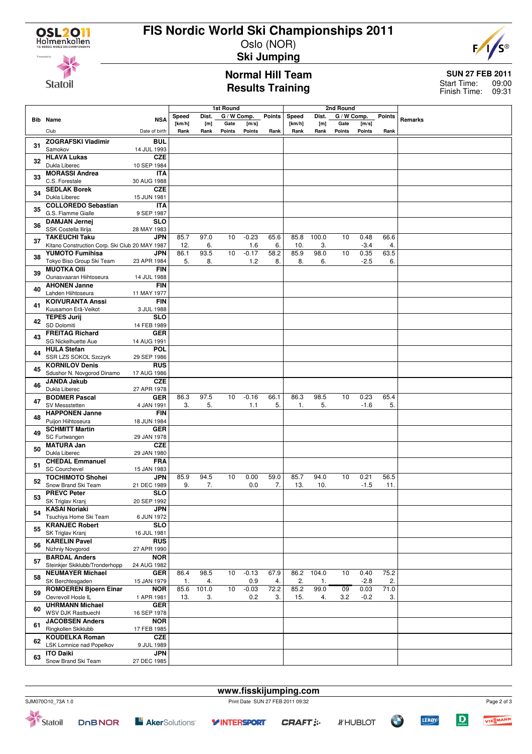# FIS Nordic World Ski Championships 2011

Oslo (NOR)

**Ski Jumping**

## Normal Hill Team
## Results Training

**SUN 27 FEB 2011**
Start Time: 09:00
Finish Time: 09:31

| Bib | Name / Club | NSA / Date of birth | 1st Round Speed [km/h] Rank | Dist. [m] Rank | Gate / Points | [m/s] / Points | Points Rank | 2nd Round Speed [km/h] Rank | Dist. [m] Rank | Gate / Points | [m/s] / Points | Points Rank | Remarks |
|---|---|---|---|---|---|---|---|---|---|---|---|---|---|
| 31 | ZOGRAFSKI Vladimir<br>Samokov | BUL<br>14 JUL 1993 | | | | | | | | | | | |
| 32 | HLAVA Lukas<br>Dukla Liberec | CZE<br>10 SEP 1984 | | | | | | | | | | | |
| 33 | MORASSI Andrea<br>C.S. Forestale | ITA<br>30 AUG 1988 | | | | | | | | | | | |
| 34 | SEDLAK Borek<br>Dukla Liberec | CZE<br>15 JUN 1981 | | | | | | | | | | | |
| 35 | COLLOREDO Sebastian<br>G.S. Fiamme Gialle | ITA<br>9 SEP 1987 | | | | | | | | | | | |
| 36 | DAMJAN Jernej<br>SSK Costella Ilirija | SLO<br>28 MAY 1983 | | | | | | | | | | | |
| 37 | TAKEUCHI Taku<br>Kitano Construction Corp. Ski Club | JPN<br>20 MAY 1987 | 85.7<br>12. | 97.0<br>6. | 10 | -0.23<br>1.6 | 65.6<br>6. | 85.8<br>10. | 100.0<br>3. | 10 | 0.48<br>-3.4 | 66.6<br>4. | |
| 38 | YUMOTO Fumihisa<br>Tokyo Biso Group Ski Team | JPN<br>23 APR 1984 | 86.1<br>5. | 93.5<br>8. | 10 | -0.17<br>1.2 | 58.2<br>8. | 85.9<br>8. | 98.0<br>6. | 10 | 0.35<br>-2.5 | 63.5<br>6. | |
| 39 | MUOTKA Olli<br>Ounasvaaran Hiihtoseura | FIN<br>14 JUL 1988 | | | | | | | | | | | |
| 40 | AHONEN Janne<br>Lahden Hiihtoseura | FIN<br>11 MAY 1977 | | | | | | | | | | | |
| 41 | KOIVURANTA Anssi<br>Kuusamon Erä-Veikot | FIN<br>3 JUL 1988 | | | | | | | | | | | |
| 42 | TEPES Jurij<br>SD Dolomiti | SLO<br>14 FEB 1989 | | | | | | | | | | | |
| 43 | FREITAG Richard<br>SG Nickelhuette Aue | GER<br>14 AUG 1991 | | | | | | | | | | | |
| 44 | HULA Stefan<br>SSR LZS SOKOL Szczyrk | POL<br>29 SEP 1986 | | | | | | | | | | | |
| 45 | KORNILOV Denis<br>Sdushor N. Novgorod Dinamo | RUS<br>17 AUG 1986 | | | | | | | | | | | |
| 46 | JANDA Jakub<br>Dukla Liberec | CZE<br>27 APR 1978 | | | | | | | | | | | |
| 47 | BODMER Pascal<br>SV Messstetten | GER<br>4 JAN 1991 | 86.3<br>3. | 97.5<br>5. | 10 | -0.16<br>1.1 | 66.1<br>5. | 86.3<br>1. | 98.5<br>5. | 10 | 0.23<br>-1.6 | 65.4<br>5. | |
| 48 | HAPPONEN Janne<br>Puijon Hiihtoseura | FIN<br>18 JUN 1984 | | | | | | | | | | | |
| 49 | SCHMITT Martin<br>SC Furtwangen | GER<br>29 JAN 1978 | | | | | | | | | | | |
| 50 | MATURA Jan<br>Dukla Liberec | CZE<br>29 JAN 1980 | | | | | | | | | | | |
| 51 | CHEDAL Emmanuel<br>SC Courchevel | FRA<br>15 JAN 1983 | | | | | | | | | | | |
| 52 | TOCHIMOTO Shohei<br>Snow Brand Ski Team | JPN<br>21 DEC 1989 | 85.9<br>9. | 94.5<br>7. | 10 | 0.00<br>0.0 | 59.0<br>7. | 85.7<br>13. | 94.0<br>10. | 10 | 0.21<br>-1.5 | 56.5<br>11. | |
| 53 | PREVC Peter<br>SK Triglav Kranj | SLO<br>20 SEP 1992 | | | | | | | | | | | |
| 54 | KASAI Noriaki<br>Tsuchiya Home Ski Team | JPN<br>6 JUN 1972 | | | | | | | | | | | |
| 55 | KRANJEC Robert<br>SK Triglav Kranj | SLO<br>16 JUL 1981 | | | | | | | | | | | |
| 56 | KARELIN Pavel<br>Nizhniy Novgorod | RUS<br>27 APR 1990 | | | | | | | | | | | |
| 57 | BARDAL Anders<br>Steinkjer Skiklubb/Tronderhopp | NOR<br>24 AUG 1982 | | | | | | | | | | | |
| 58 | NEUMAYER Michael<br>SK Berchtesgaden | GER<br>15 JAN 1979 | 86.4<br>1. | 98.5<br>4. | 10 | -0.13<br>0.9 | 67.9<br>4. | 86.2<br>2. | 104.0<br>1. | 10 | 0.40<br>-2.8 | 75.2<br>2. | |
| 59 | ROMOEREN Bjoern Einar<br>Oevrevoll Hosle IL | NOR<br>1 APR 1981 | 85.6<br>13. | 101.0<br>3. | 10 | -0.03<br>0.2 | 72.2<br>3. | 85.2<br>15. | 99.0<br>4. | 09<br>3.2 | 0.03<br>-0.2 | 71.0<br>3. | |
| 60 | UHRMANN Michael<br>WSV DJK Rastbuechl | GER<br>16 SEP 1978 | | | | | | | | | | | |
| 61 | JACOBSEN Anders<br>Ringkollen Skiklubb | NOR<br>17 FEB 1985 | | | | | | | | | | | |
| 62 | KOUDELKA Roman<br>LSK Lomnice nad Popelkov | CZE<br>9 JUL 1989 | | | | | | | | | | | |
| 63 | ITO Daiki<br>Snow Brand Ski Team | JPN<br>27 DEC 1985 | | | | | | | | | | | |

www.fisskijumping.com

SJM070O10_73A 1.0 Print Date SUN 27 FEB 2011 09:32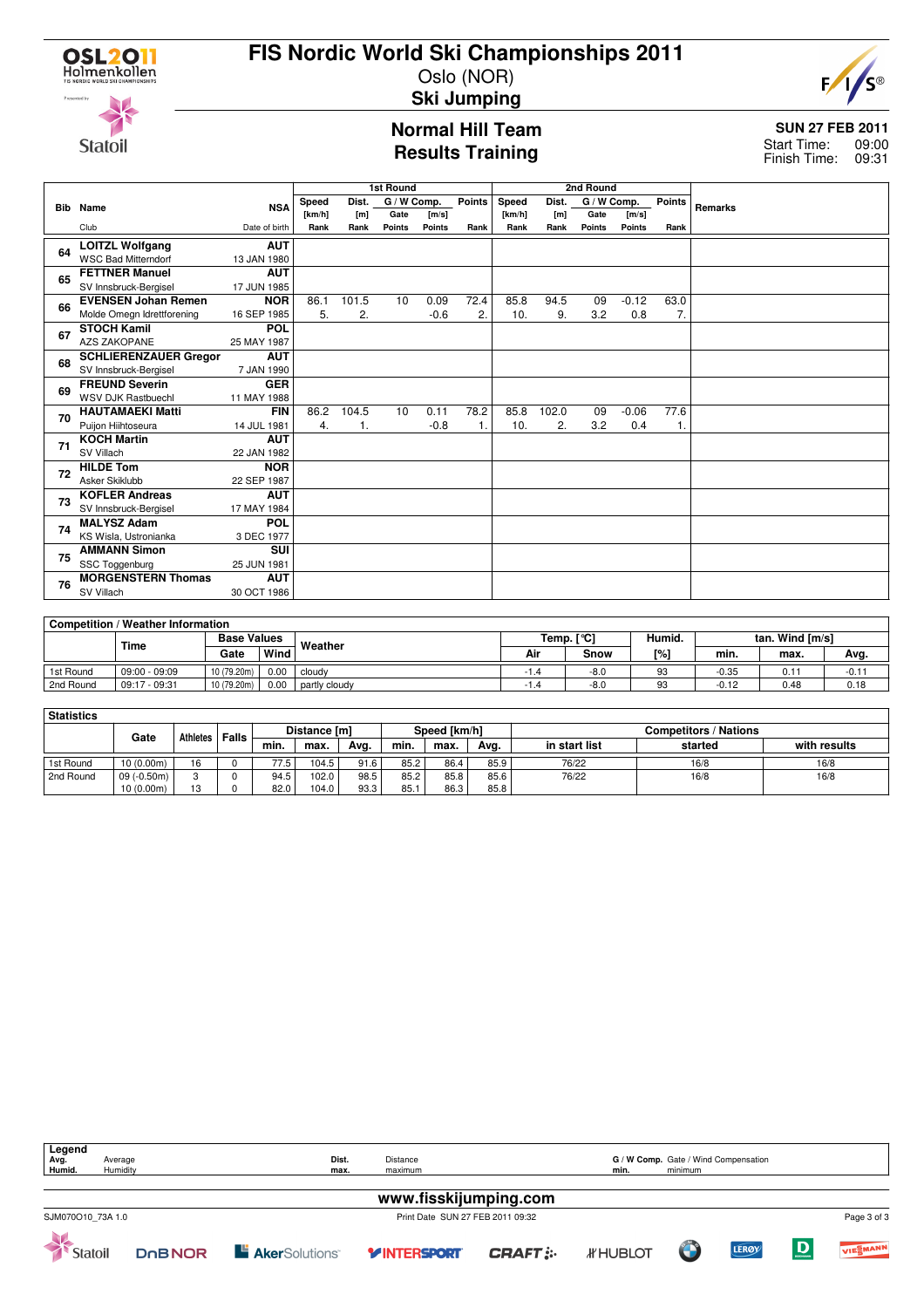# FIS Nordic World Ski Championships 2011

Oslo (NOR)

**Ski Jumping**

## Normal Hill Team
## Results Training

**SUN 27 FEB 2011**
Start Time: 09:00
Finish Time: 09:31

| Bib | Name / Club | NSA / Date of birth | 1st Round Speed [km/h] Rank | Dist. [m] Rank | G / W Comp. Gate Points | [m/s] Points | Points Rank | 2nd Round Speed [km/h] Rank | Dist. [m] Rank | G / W Comp. Gate Points | [m/s] Points | Points Rank | Remarks |
|---|---|---|---|---|---|---|---|---|---|---|---|---|---|
| 64 | LOITZL Wolfgang / WSC Bad Mitterndorf | AUT / 13 JAN 1980 | | | | | | | | | | | |
| 65 | FETTNER Manuel / SV Innsbruck-Bergisel | AUT / 17 JUN 1985 | | | | | | | | | | | |
| 66 | EVENSEN Johan Remen / Molde Omegn Idrettforening | NOR / 16 SEP 1985 | 86.1 / 5. | 101.5 / 2. | 10 | 0.09 / -0.6 | 72.4 / 2. | 85.8 / 10. | 94.5 / 9. | 09 / 3.2 | -0.12 / 0.8 | 63.0 / 7. | |
| 67 | STOCH Kamil / AZS ZAKOPANE | POL / 25 MAY 1987 | | | | | | | | | | | |
| 68 | SCHLIERENZAUER Gregor / SV Innsbruck-Bergisel | AUT / 7 JAN 1990 | | | | | | | | | | | |
| 69 | FREUND Severin / WSV DJK Rastbuechl | GER / 11 MAY 1988 | | | | | | | | | | | |
| 70 | HAUTAMAEKI Matti / Puijon Hiihtoseura | FIN / 14 JUL 1981 | 86.2 / 4. | 104.5 / 1. | 10 | 0.11 / -0.8 | 78.2 / 1. | 85.8 / 10. | 102.0 / 2. | 09 / 3.2 | -0.06 / 0.4 | 77.6 / 1. | |
| 71 | KOCH Martin / SV Villach | AUT / 22 JAN 1982 | | | | | | | | | | | |
| 72 | HILDE Tom / Asker Skiklubb | NOR / 22 SEP 1987 | | | | | | | | | | | |
| 73 | KOFLER Andreas / SV Innsbruck-Bergisel | AUT / 17 MAY 1984 | | | | | | | | | | | |
| 74 | MALYSZ Adam / KS Wisla, Ustronianka | POL / 3 DEC 1977 | | | | | | | | | | | |
| 75 | AMMANN Simon / SSC Toggenburg | SUI / 25 JUN 1981 | | | | | | | | | | | |
| 76 | MORGENSTERN Thomas / SV Villach | AUT / 30 OCT 1986 | | | | | | | | | | | |

### Competition / Weather Information

| | Time | Base Values Gate | Wind | Weather | Temp. [°C] Air | Snow | Humid. [%] | tan. Wind [m/s] min. | max. | Avg. |
|---|---|---|---|---|---|---|---|---|---|---|
| 1st Round | 09:00 - 09:09 | 10 (79.20m) | 0.00 | cloudy | -1.4 | -8.0 | 93 | -0.35 | 0.11 | -0.11 |
| 2nd Round | 09:17 - 09:31 | 10 (79.20m) | 0.00 | partly cloudy | -1.4 | -8.0 | 93 | -0.12 | 0.48 | 0.18 |

### Statistics

| | Gate | Athletes | Falls | Distance [m] min. | max. | Avg. | Speed [km/h] min. | max. | Avg. | Competitors / Nations in start list | started | with results |
|---|---|---|---|---|---|---|---|---|---|---|---|---|
| 1st Round | 10 (0.00m) | 16 | 0 | 77.5 | 104.5 | 91.6 | 85.2 | 86.4 | 85.9 | 76/22 | 16/8 | 16/8 |
| 2nd Round | 09 (-0.50m) | 3 | 0 | 94.5 | 102.0 | 98.5 | 85.2 | 85.8 | 85.6 | 76/22 | 16/8 | 16/8 |
| | 10 (0.00m) | 13 | 0 | 82.0 | 104.0 | 93.3 | 85.1 | 86.3 | 85.8 | | | |

**Legend**
Avg. Average — Dist. Distance — G / W Comp. Gate / Wind Compensation
Humid. Humidity — max. maximum — min. minimum

www.fisskijumping.com

SJM070O10_73A 1.0 — Print Date SUN 27 FEB 2011 09:32